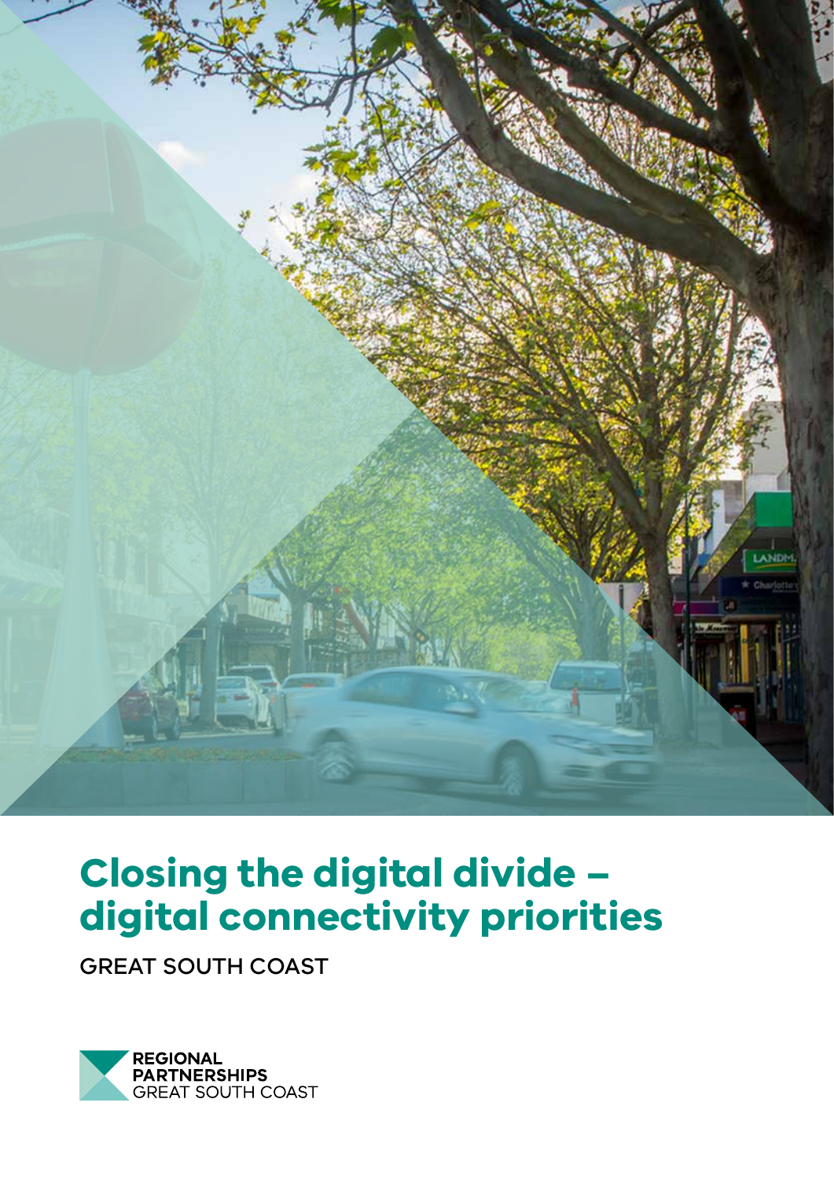# Closing the digital divide – digital connectivity priorities

GREAT SOUTH COAST

REGIONAL PARTNERSHIPS
GREAT SOUTH COAST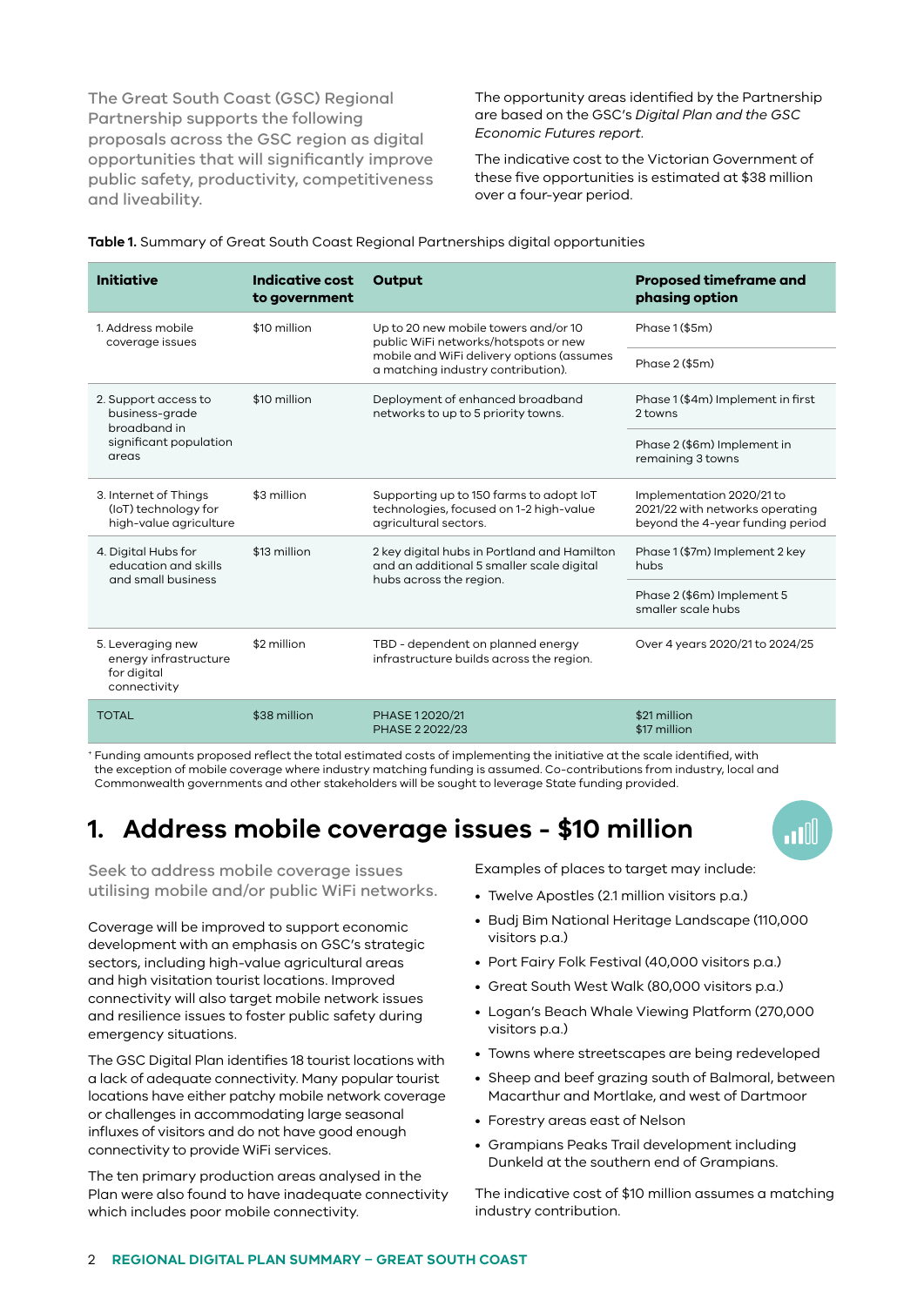The Great South Coast (GSC) Regional Partnership supports the following proposals across the GSC region as digital opportunities that will significantly improve public safety, productivity, competitiveness and liveability.

The opportunity areas identified by the Partnership are based on the GSC's *Digital Plan and the GSC Economic Futures report*.

The indicative cost to the Victorian Government of these five opportunities is estimated at $38 million over a four-year period.

**Table 1.** Summary of Great South Coast Regional Partnerships digital opportunities

| Initiative | Indicative cost to government | Output | Proposed timeframe and phasing option |
|---|---|---|---|
| 1. Address mobile coverage issues | $10 million | Up to 20 new mobile towers and/or 10 public WiFi networks/hotspots or new mobile and WiFi delivery options (assumes a matching industry contribution). | Phase 1 ($5m) |
| | | | Phase 2 ($5m) |
| 2. Support access to business-grade broadband in significant population areas | $10 million | Deployment of enhanced broadband networks to up to 5 priority towns. | Phase 1 ($4m) Implement in first 2 towns |
| | | | Phase 2 ($6m) Implement in remaining 3 towns |
| 3. Internet of Things (IoT) technology for high-value agriculture | $3 million | Supporting up to 150 farms to adopt IoT technologies, focused on 1-2 high-value agricultural sectors. | Implementation 2020/21 to 2021/22 with networks operating beyond the 4-year funding period |
| 4. Digital Hubs for education and skills and small business | $13 million | 2 key digital hubs in Portland and Hamilton and an additional 5 smaller scale digital hubs across the region. | Phase 1 ($7m) Implement 2 key hubs |
| | | | Phase 2 ($6m) Implement 5 smaller scale hubs |
| 5. Leveraging new energy infrastructure for digital connectivity | $2 million | TBD - dependent on planned energy infrastructure builds across the region. | Over 4 years 2020/21 to 2024/25 |
| TOTAL | $38 million | PHASE 1 2020/21<br>PHASE 2 2022/23 | $21 million<br>$17 million |

+ Funding amounts proposed reflect the total estimated costs of implementing the initiative at the scale identified, with the exception of mobile coverage where industry matching funding is assumed. Co-contributions from industry, local and Commonwealth governments and other stakeholders will be sought to leverage State funding provided.

## 1. Address mobile coverage issues - $10 million

Seek to address mobile coverage issues utilising mobile and/or public WiFi networks.

Coverage will be improved to support economic development with an emphasis on GSC's strategic sectors, including high-value agricultural areas and high visitation tourist locations. Improved connectivity will also target mobile network issues and resilience issues to foster public safety during emergency situations.

The GSC Digital Plan identifies 18 tourist locations with a lack of adequate connectivity. Many popular tourist locations have either patchy mobile network coverage or challenges in accommodating large seasonal influxes of visitors and do not have good enough connectivity to provide WiFi services.

The ten primary production areas analysed in the Plan were also found to have inadequate connectivity which includes poor mobile connectivity.

Examples of places to target may include:

- Twelve Apostles (2.1 million visitors p.a.)
- Budj Bim National Heritage Landscape (110,000 visitors p.a.)
- Port Fairy Folk Festival (40,000 visitors p.a.)
- Great South West Walk (80,000 visitors p.a.)
- Logan's Beach Whale Viewing Platform (270,000 visitors p.a.)
- Towns where streetscapes are being redeveloped
- Sheep and beef grazing south of Balmoral, between Macarthur and Mortlake, and west of Dartmoor
- Forestry areas east of Nelson
- Grampians Peaks Trail development including Dunkeld at the southern end of Grampians.

The indicative cost of $10 million assumes a matching industry contribution.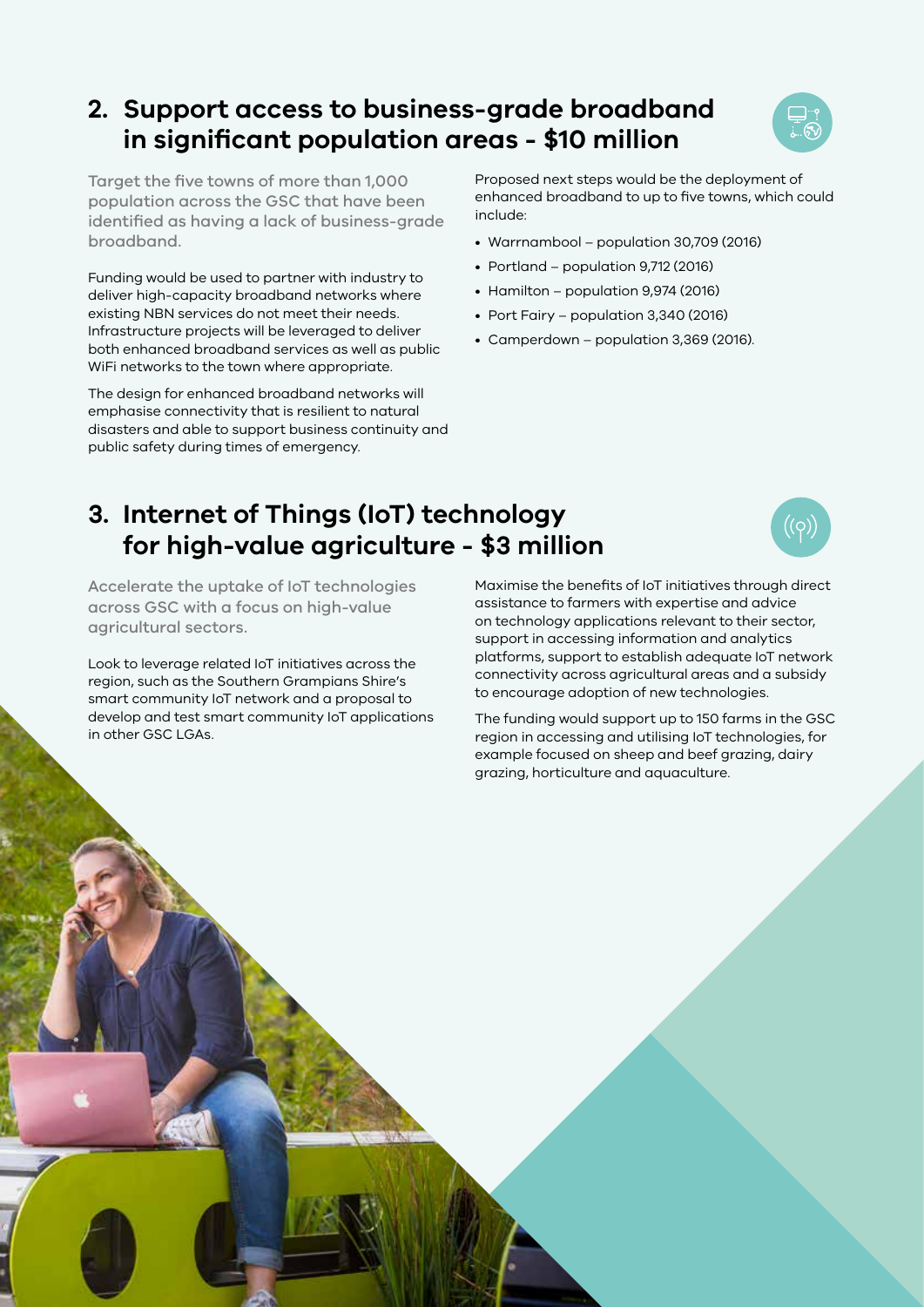## 2. Support access to business-grade broadband in significant population areas - $10 million

Target the five towns of more than 1,000 population across the GSC that have been identified as having a lack of business-grade broadband.

Funding would be used to partner with industry to deliver high-capacity broadband networks where existing NBN services do not meet their needs. Infrastructure projects will be leveraged to deliver both enhanced broadband services as well as public WiFi networks to the town where appropriate.

The design for enhanced broadband networks will emphasise connectivity that is resilient to natural disasters and able to support business continuity and public safety during times of emergency.

Proposed next steps would be the deployment of enhanced broadband to up to five towns, which could include:

- Warrnambool – population 30,709 (2016)
- Portland – population 9,712 (2016)
- Hamilton – population 9,974 (2016)
- Port Fairy – population 3,340 (2016)
- Camperdown – population 3,369 (2016).

## 3. Internet of Things (IoT) technology for high-value agriculture - $3 million

Accelerate the uptake of IoT technologies across GSC with a focus on high-value agricultural sectors.

Look to leverage related IoT initiatives across the region, such as the Southern Grampians Shire's smart community IoT network and a proposal to develop and test smart community IoT applications in other GSC LGAs.

Maximise the benefits of IoT initiatives through direct assistance to farmers with expertise and advice on technology applications relevant to their sector, support in accessing information and analytics platforms, support to establish adequate IoT network connectivity across agricultural areas and a subsidy to encourage adoption of new technologies.

The funding would support up to 150 farms in the GSC region in accessing and utilising IoT technologies, for example focused on sheep and beef grazing, dairy grazing, horticulture and aquaculture.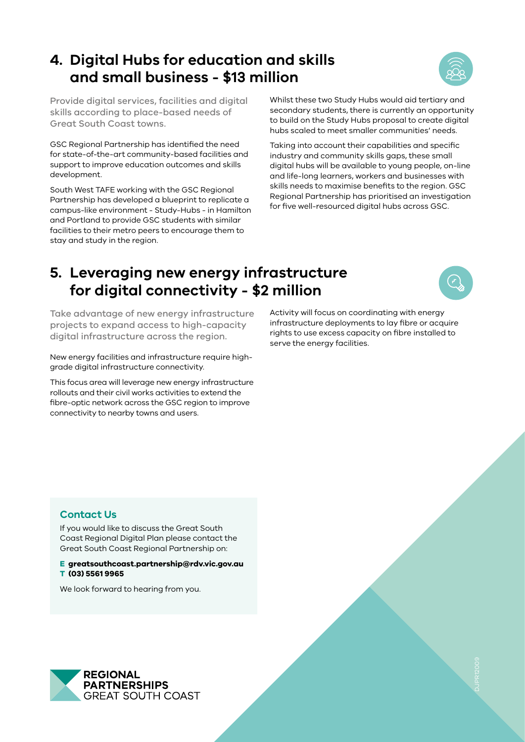## 4. Digital Hubs for education and skills and small business - $13 million

Provide digital services, facilities and digital skills according to place-based needs of Great South Coast towns.

GSC Regional Partnership has identified the need for state-of-the-art community-based facilities and support to improve education outcomes and skills development.

South West TAFE working with the GSC Regional Partnership has developed a blueprint to replicate a campus-like environment - Study-Hubs - in Hamilton and Portland to provide GSC students with similar facilities to their metro peers to encourage them to stay and study in the region.

Whilst these two Study Hubs would aid tertiary and secondary students, there is currently an opportunity to build on the Study Hubs proposal to create digital hubs scaled to meet smaller communities' needs.

Taking into account their capabilities and specific industry and community skills gaps, these small digital hubs will be available to young people, on-line and life-long learners, workers and businesses with skills needs to maximise benefits to the region. GSC Regional Partnership has prioritised an investigation for five well-resourced digital hubs across GSC.

## 5. Leveraging new energy infrastructure for digital connectivity - $2 million

Take advantage of new energy infrastructure projects to expand access to high-capacity digital infrastructure across the region.

New energy facilities and infrastructure require high-grade digital infrastructure connectivity.

This focus area will leverage new energy infrastructure rollouts and their civil works activities to extend the fibre-optic network across the GSC region to improve connectivity to nearby towns and users.

Activity will focus on coordinating with energy infrastructure deployments to lay fibre or acquire rights to use excess capacity on fibre installed to serve the energy facilities.

### Contact Us

If you would like to discuss the Great South Coast Regional Digital Plan please contact the Great South Coast Regional Partnership on:

**E greatsouthcoast.partnership@rdv.vic.gov.au**
**T (03) 5561 9965**

We look forward to hearing from you.

**REGIONAL PARTNERSHIPS**
GREAT SOUTH COAST

DJPR12009